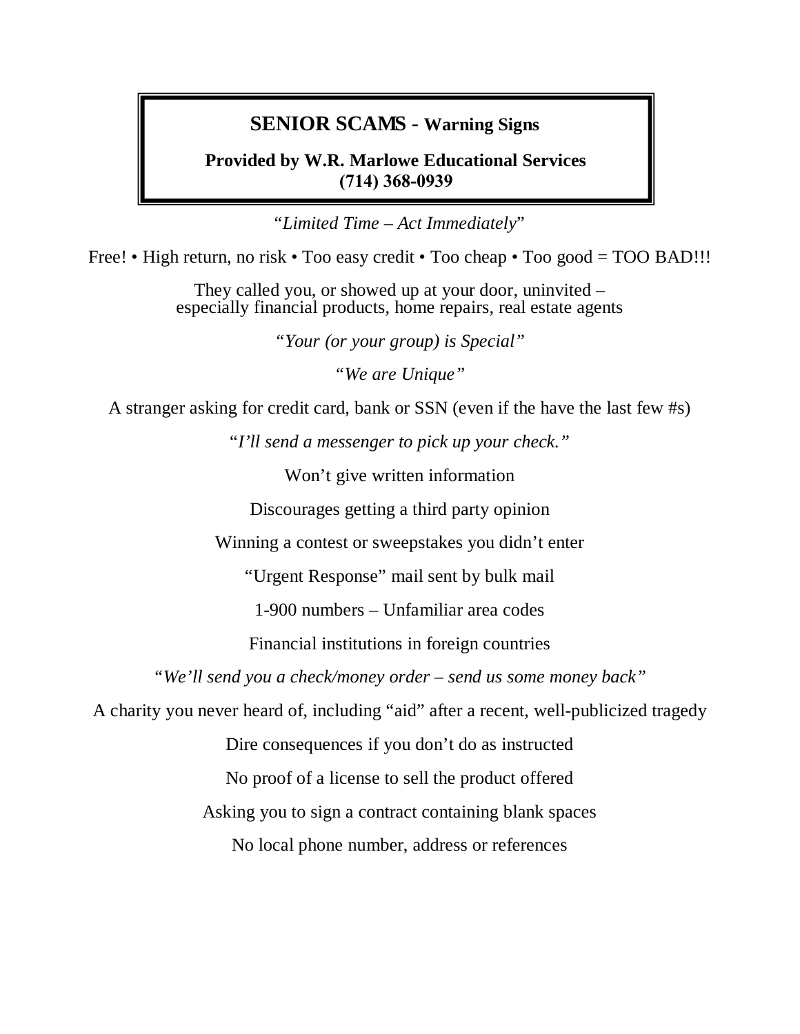# SENIOR SCAMS - Warning Signs

**Provided by W.R. Marlowe Educational Services**
**(714) 368-0939**

"*Limited Time – Act Immediately*"

Free! • High return, no risk • Too easy credit • Too cheap • Too good = TOO BAD!!!

They called you, or showed up at your door, uninvited –
especially financial products, home repairs, real estate agents

*"Your (or your group) is Special"*

*"We are Unique"*

A stranger asking for credit card, bank or SSN (even if the have the last few #s)

*"I'll send a messenger to pick up your check."*

Won't give written information

Discourages getting a third party opinion

Winning a contest or sweepstakes you didn't enter

"Urgent Response" mail sent by bulk mail

1-900 numbers – Unfamiliar area codes

Financial institutions in foreign countries

*"We'll send you a check/money order – send us some money back"*

A charity you never heard of, including "aid" after a recent, well-publicized tragedy

Dire consequences if you don't do as instructed

No proof of a license to sell the product offered

Asking you to sign a contract containing blank spaces

No local phone number, address or references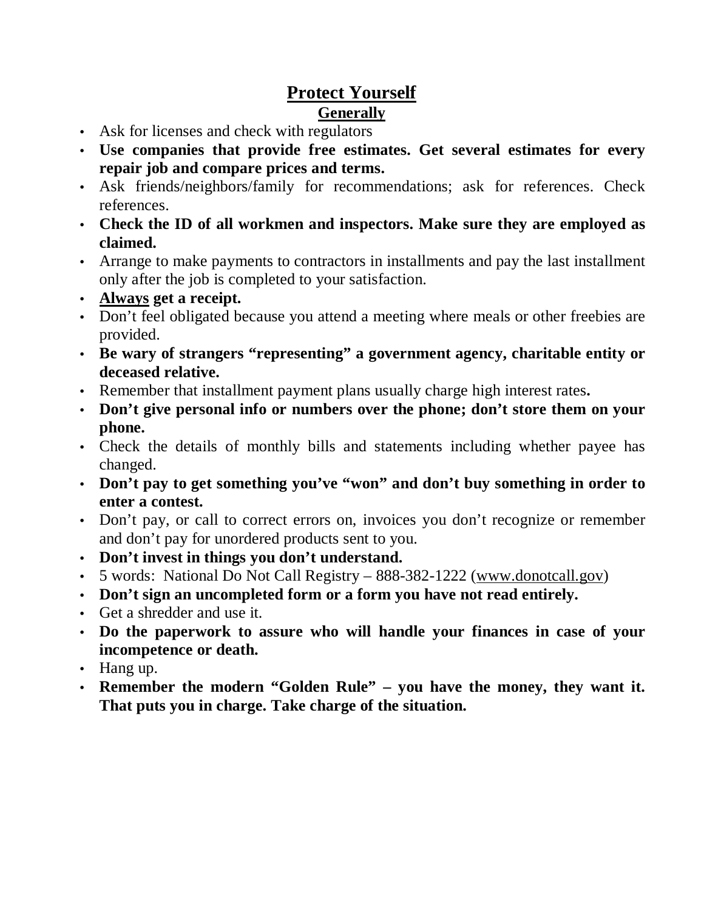# Protect Yourself

## Generally

- Ask for licenses and check with regulators
- **Use companies that provide free estimates. Get several estimates for every repair job and compare prices and terms.**
- Ask friends/neighbors/family for recommendations; ask for references. Check references.
- **Check the ID of all workmen and inspectors. Make sure they are employed as claimed.**
- Arrange to make payments to contractors in installments and pay the last installment only after the job is completed to your satisfaction.
- **<u>Always</u> get a receipt.**
- Don't feel obligated because you attend a meeting where meals or other freebies are provided.
- **Be wary of strangers "representing" a government agency, charitable entity or deceased relative.**
- Remember that installment payment plans usually charge high interest rates**.**
- **Don't give personal info or numbers over the phone; don't store them on your phone.**
- Check the details of monthly bills and statements including whether payee has changed.
- **Don't pay to get something you've "won" and don't buy something in order to enter a contest.**
- Don't pay, or call to correct errors on, invoices you don't recognize or remember and don't pay for unordered products sent to you.
- **Don't invest in things you don't understand.**
- 5 words: National Do Not Call Registry – 888-382-1222 (www.donotcall.gov)
- **Don't sign an uncompleted form or a form you have not read entirely.**
- Get a shredder and use it.
- **Do the paperwork to assure who will handle your finances in case of your incompetence or death.**
- Hang up.
- **Remember the modern "Golden Rule" – you have the money, they want it. That puts you in charge. Take charge of the situation.**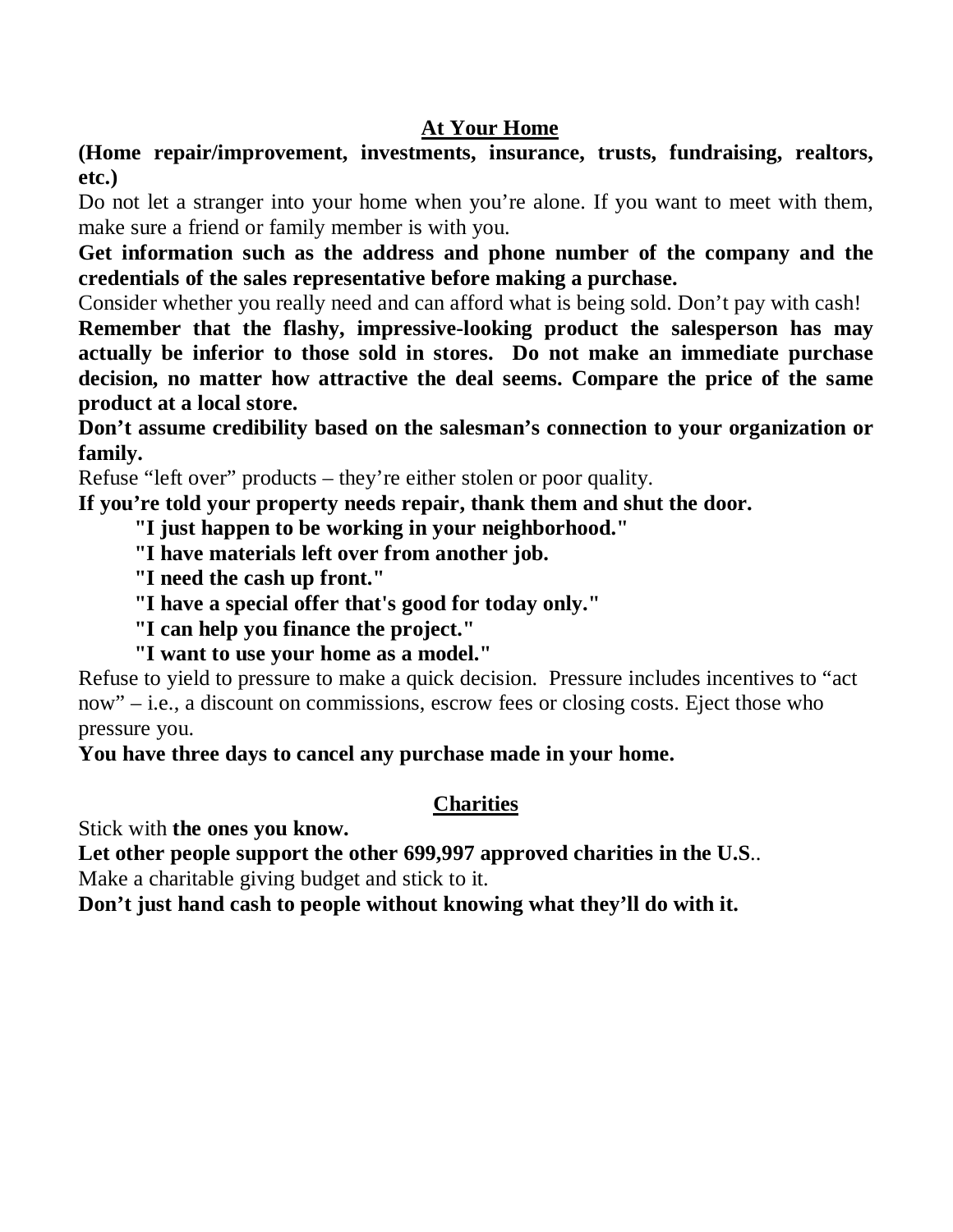## At Your Home

**(Home repair/improvement, investments, insurance, trusts, fundraising, realtors, etc.)**

Do not let a stranger into your home when you're alone. If you want to meet with them, make sure a friend or family member is with you.

**Get information such as the address and phone number of the company and the credentials of the sales representative before making a purchase.**

Consider whether you really need and can afford what is being sold. Don't pay with cash!

**Remember that the flashy, impressive-looking product the salesperson has may actually be inferior to those sold in stores. Do not make an immediate purchase decision, no matter how attractive the deal seems. Compare the price of the same product at a local store.**

**Don't assume credibility based on the salesman's connection to your organization or family.**

Refuse "left over" products – they're either stolen or poor quality.

**If you're told your property needs repair, thank them and shut the door.**

> **"I just happen to be working in your neighborhood."**
>
> **"I have materials left over from another job.**
>
> **"I need the cash up front."**
>
> **"I have a special offer that's good for today only."**
>
> **"I can help you finance the project."**
>
> **"I want to use your home as a model."**

Refuse to yield to pressure to make a quick decision. Pressure includes incentives to "act now" – i.e., a discount on commissions, escrow fees or closing costs. Eject those who pressure you.

**You have three days to cancel any purchase made in your home.**

## Charities

Stick with **the ones you know.**

**Let other people support the other 699,997 approved charities in the U.S**..

Make a charitable giving budget and stick to it.

**Don't just hand cash to people without knowing what they'll do with it.**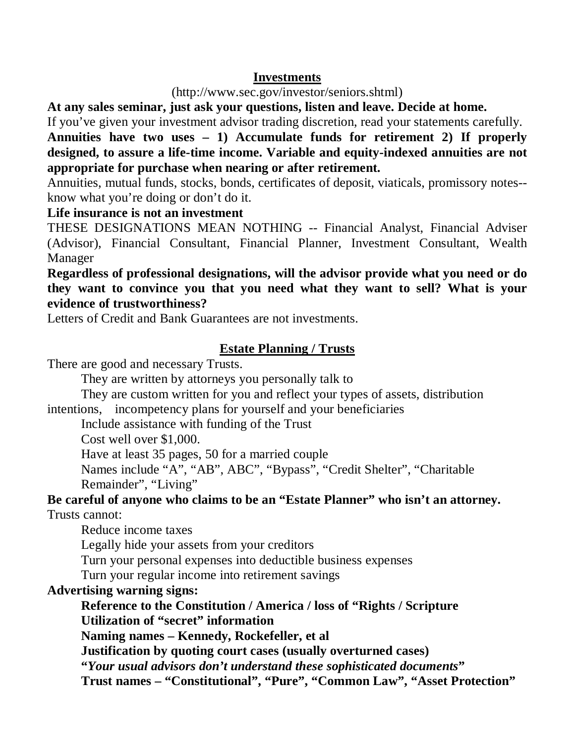## Investments

(http://www.sec.gov/investor/seniors.shtml)

**At any sales seminar, just ask your questions, listen and leave. Decide at home.**

If you've given your investment advisor trading discretion, read your statements carefully.

**Annuities have two uses – 1) Accumulate funds for retirement 2) If properly designed, to assure a life-time income. Variable and equity-indexed annuities are not appropriate for purchase when nearing or after retirement.**

Annuities, mutual funds, stocks, bonds, certificates of deposit, viaticals, promissory notes--know what you're doing or don't do it.

**Life insurance is not an investment**

THESE DESIGNATIONS MEAN NOTHING -- Financial Analyst, Financial Adviser (Advisor), Financial Consultant, Financial Planner, Investment Consultant, Wealth Manager

**Regardless of professional designations, will the advisor provide what you need or do they want to convince you that you need what they want to sell? What is your evidence of trustworthiness?**

Letters of Credit and Bank Guarantees are not investments.

## Estate Planning / Trusts

There are good and necessary Trusts.

- They are written by attorneys you personally talk to
- They are custom written for you and reflect your types of assets, distribution intentions, incompetency plans for yourself and your beneficiaries
- Include assistance with funding of the Trust
- Cost well over $1,000.
- Have at least 35 pages, 50 for a married couple
- Names include "A", "AB", ABC", "Bypass", "Credit Shelter", "Charitable Remainder", "Living"

**Be careful of anyone who claims to be an "Estate Planner" who isn't an attorney.**

Trusts cannot:

- Reduce income taxes
- Legally hide your assets from your creditors
- Turn your personal expenses into deductible business expenses
- Turn your regular income into retirement savings

**Advertising warning signs:**

- **Reference to the Constitution / America / loss of "Rights / Scripture**
- **Utilization of "secret" information**
- **Naming names – Kennedy, Rockefeller, et al**
- **Justification by quoting court cases (usually overturned cases)**
- **"*Your usual advisors don't understand these sophisticated documents*"**
- **Trust names – "Constitutional", "Pure", "Common Law", "Asset Protection"**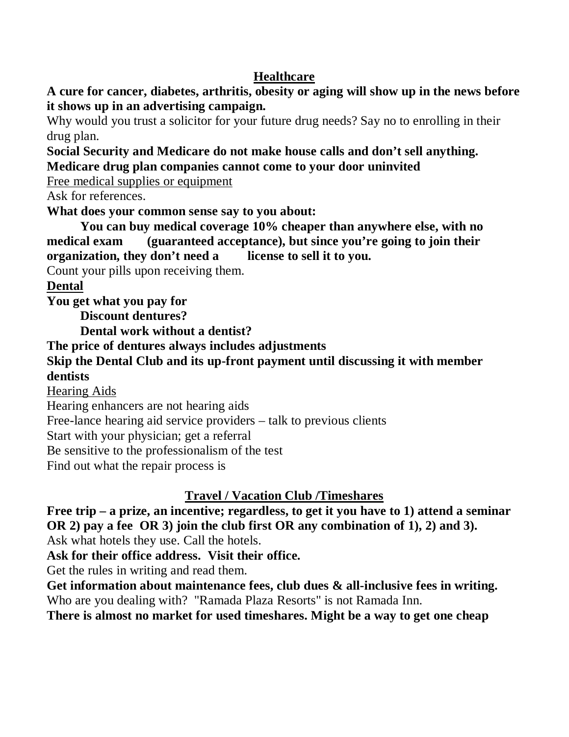## Healthcare

**A cure for cancer, diabetes, arthritis, obesity or aging will show up in the news before it shows up in an advertising campaign.**

Why would you trust a solicitor for your future drug needs? Say no to enrolling in their drug plan.

**Social Security and Medicare do not make house calls and don't sell anything.**

**Medicare drug plan companies cannot come to your door uninvited**

Free medical supplies or equipment

Ask for references.

**What does your common sense say to you about:**

> **You can buy medical coverage 10% cheaper than anywhere else, with no medical exam (guaranteed acceptance), but since you're going to join their organization, they don't need a license to sell it to you.**

Count your pills upon receiving them.

### Dental

**You get what you pay for**

> **Discount dentures?**
>
> **Dental work without a dentist?**

**The price of dentures always includes adjustments**

**Skip the Dental Club and its up-front payment until discussing it with member dentists**

### Hearing Aids

Hearing enhancers are not hearing aids

Free-lance hearing aid service providers – talk to previous clients

Start with your physician; get a referral

Be sensitive to the professionalism of the test

Find out what the repair process is

## Travel / Vacation Club /Timeshares

**Free trip – a prize, an incentive; regardless, to get it you have to 1) attend a seminar OR 2) pay a fee OR 3) join the club first OR any combination of 1), 2) and 3).**

Ask what hotels they use. Call the hotels.

**Ask for their office address. Visit their office.**

Get the rules in writing and read them.

**Get information about maintenance fees, club dues & all-inclusive fees in writing.**

Who are you dealing with? "Ramada Plaza Resorts" is not Ramada Inn.

**There is almost no market for used timeshares. Might be a way to get one cheap**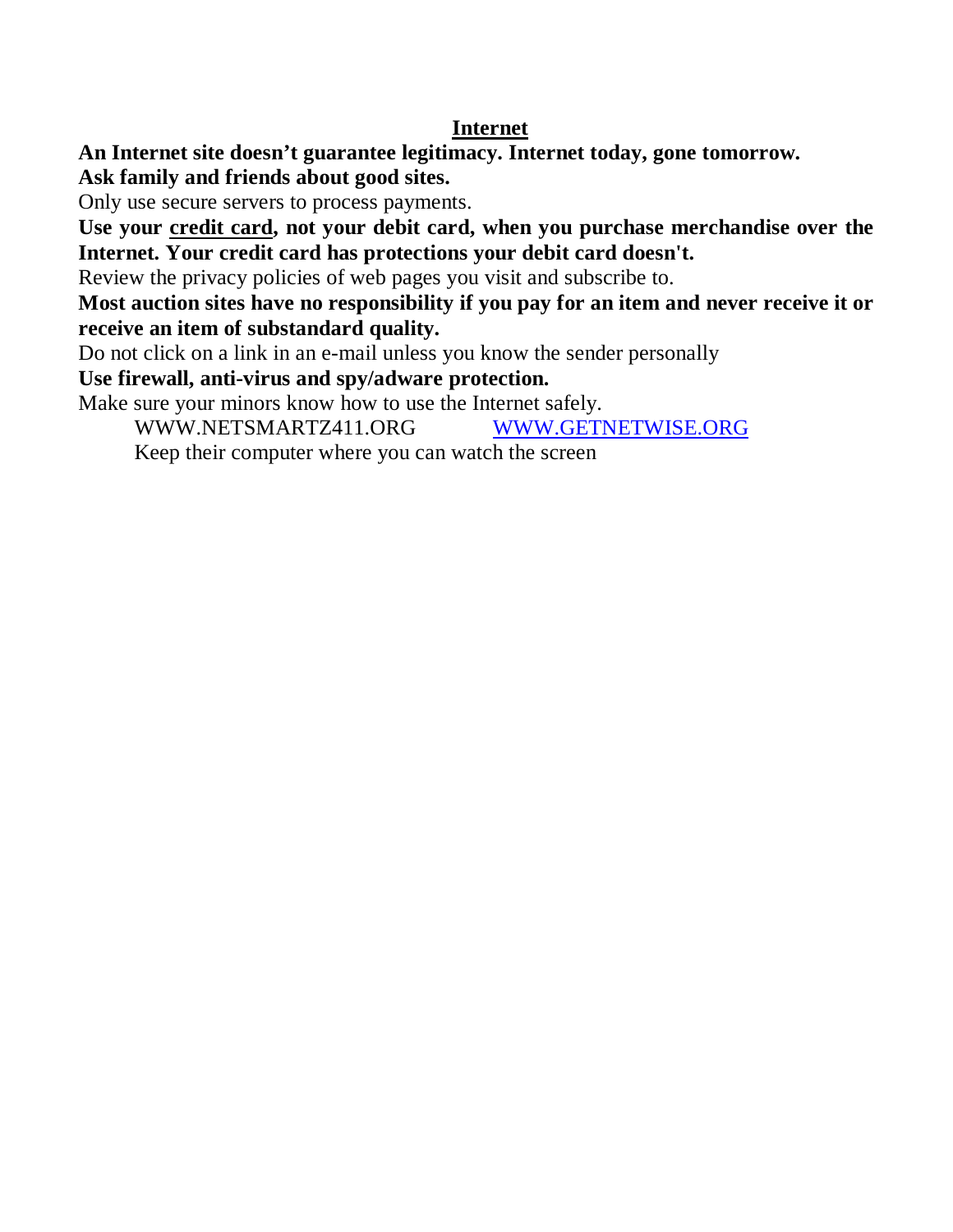## Internet

**An Internet site doesn't guarantee legitimacy. Internet today, gone tomorrow.**

**Ask family and friends about good sites.**

Only use secure servers to process payments.

**Use your credit card, not your debit card, when you purchase merchandise over the Internet. Your credit card has protections your debit card doesn't.**

Review the privacy policies of web pages you visit and subscribe to.

**Most auction sites have no responsibility if you pay for an item and never receive it or receive an item of substandard quality.**

Do not click on a link in an e-mail unless you know the sender personally

**Use firewall, anti-virus and spy/adware protection.**

Make sure your minors know how to use the Internet safely.

WWW.NETSMARTZ411.ORG    WWW.GETNETWISE.ORG

Keep their computer where you can watch the screen